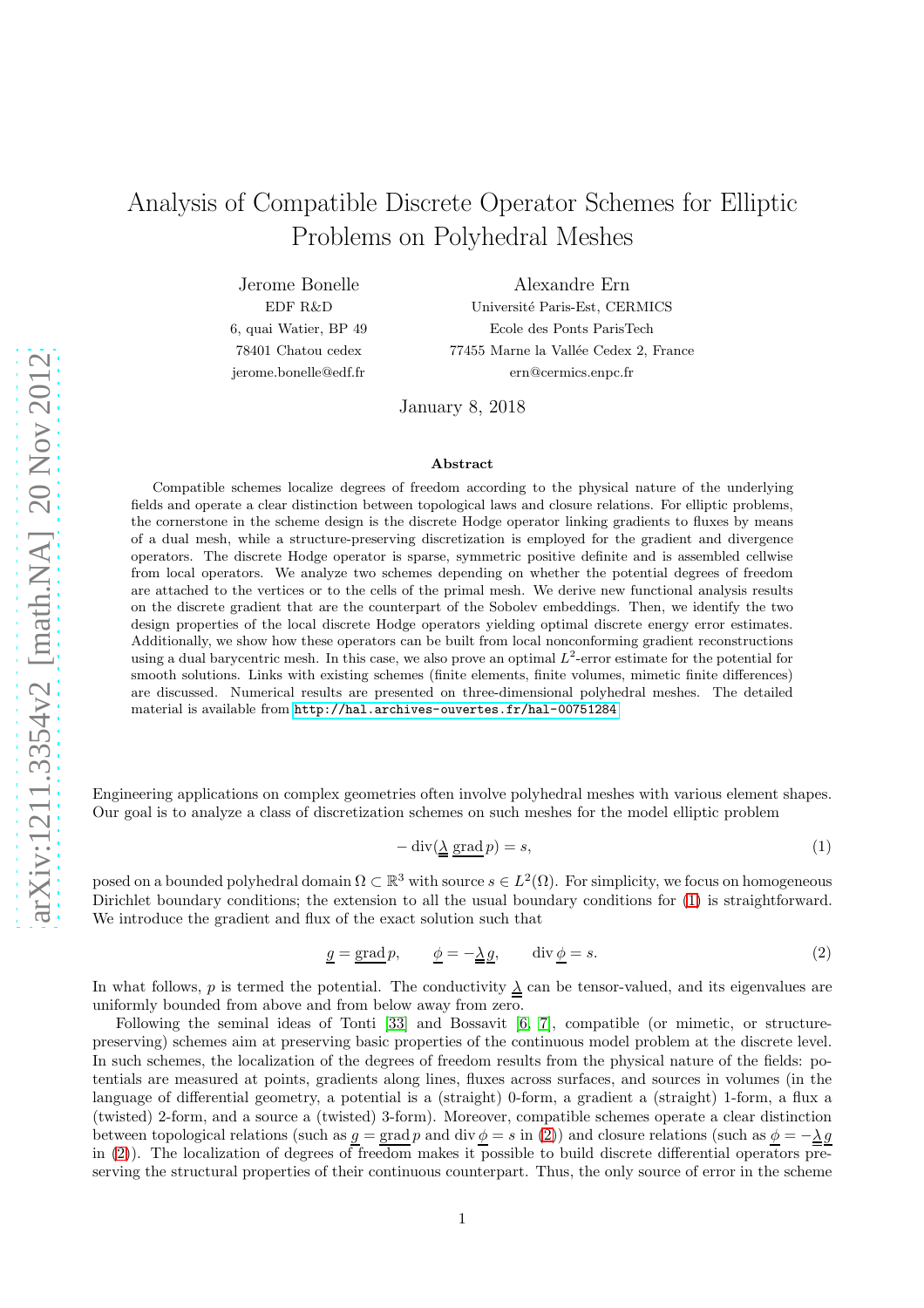# Analysis of Compatible Discrete Operator Schemes for Elliptic Problems on Polyhedral Meshes

Jerome Bonelle
EDF R&D
6, quai Watier, BP 49
78401 Chatou cedex
jerome.bonelle@edf.fr

Alexandre Ern
Université Paris-Est, CERMICS
Ecole des Ponts ParisTech
77455 Marne la Vallée Cedex 2, France
ern@cermics.enpc.fr

January 8, 2018

### Abstract

Compatible schemes localize degrees of freedom according to the physical nature of the underlying fields and operate a clear distinction between topological laws and closure relations. For elliptic problems, the cornerstone in the scheme design is the discrete Hodge operator linking gradients to fluxes by means of a dual mesh, while a structure-preserving discretization is employed for the gradient and divergence operators. The discrete Hodge operator is sparse, symmetric positive definite and is assembled cellwise from local operators. We analyze two schemes depending on whether the potential degrees of freedom are attached to the vertices or to the cells of the primal mesh. We derive new functional analysis results on the discrete gradient that are the counterpart of the Sobolev embeddings. Then, we identify the two design properties of the local discrete Hodge operators yielding optimal discrete energy error estimates. Additionally, we show how these operators can be built from local nonconforming gradient reconstructions using a dual barycentric mesh. In this case, we also prove an optimal $L^2$-error estimate for the potential for smooth solutions. Links with existing schemes (finite elements, finite volumes, mimetic finite differences) are discussed. Numerical results are presented on three-dimensional polyhedral meshes. The detailed material is available from http://hal.archives-ouvertes.fr/hal-00751284

Engineering applications on complex geometries often involve polyhedral meshes with various element shapes. Our goal is to analyze a class of discretization schemes on such meshes for the model elliptic problem

$$-\operatorname{div}(\underline{\underline{\lambda}}\,\underline{\operatorname{grad}}\,p) = s, \tag{1}$$

posed on a bounded polyhedral domain $\Omega \subset \mathbb{R}^3$ with source $s \in L^2(\Omega)$. For simplicity, we focus on homogeneous Dirichlet boundary conditions; the extension to all the usual boundary conditions for (1) is straightforward. We introduce the gradient and flux of the exact solution such that

$$\underline{g} = \underline{\operatorname{grad}}\,p, \qquad \underline{\phi} = -\underline{\underline{\lambda}}\,\underline{g}, \qquad \operatorname{div}\underline{\phi} = s. \tag{2}$$

In what follows, $p$ is termed the potential. The conductivity $\underline{\underline{\lambda}}$ can be tensor-valued, and its eigenvalues are uniformly bounded from above and from below away from zero.

Following the seminal ideas of Tonti [33] and Bossavit [6, 7], compatible (or mimetic, or structure-preserving) schemes aim at preserving basic properties of the continuous model problem at the discrete level. In such schemes, the localization of the degrees of freedom results from the physical nature of the fields: potentials are measured at points, gradients along lines, fluxes across surfaces, and sources in volumes (in the language of differential geometry, a potential is a (straight) 0-form, a gradient a (straight) 1-form, a flux a (twisted) 2-form, and a source a (twisted) 3-form). Moreover, compatible schemes operate a clear distinction between topological relations (such as $\underline{g} = \underline{\operatorname{grad}}\,p$ and $\operatorname{div}\underline{\phi} = s$ in (2)) and closure relations (such as $\underline{\phi} = -\underline{\underline{\lambda}}\,\underline{g}$ in (2)). The localization of degrees of freedom makes it possible to build discrete differential operators preserving the structural properties of their continuous counterpart. Thus, the only source of error in the scheme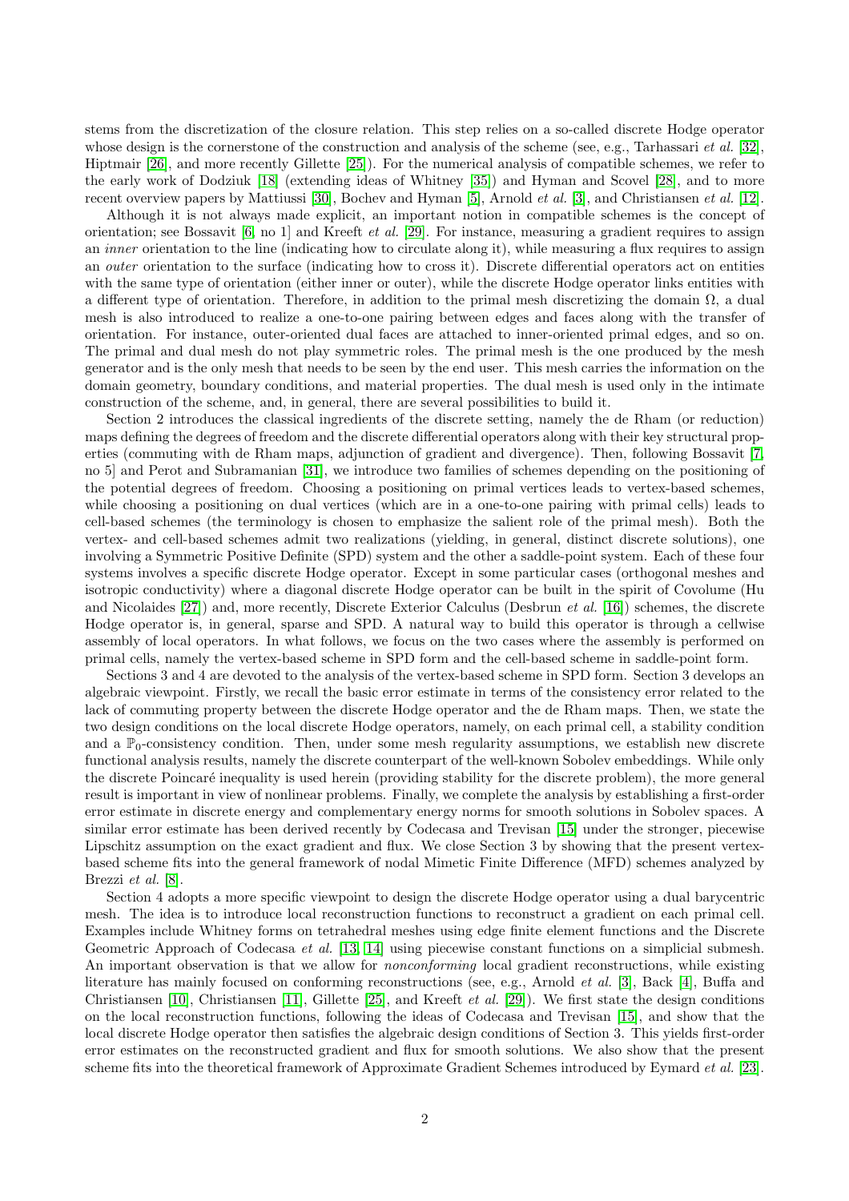stems from the discretization of the closure relation. This step relies on a so-called discrete Hodge operator whose design is the cornerstone of the construction and analysis of the scheme (see, e.g., Tarhassari *et al.* [32], Hiptmair [26], and more recently Gillette [25]). For the numerical analysis of compatible schemes, we refer to the early work of Dodziuk [18] (extending ideas of Whitney [35]) and Hyman and Scovel [28], and to more recent overview papers by Mattiussi [30], Bochev and Hyman [5], Arnold *et al.* [3], and Christiansen *et al.* [12].

Although it is not always made explicit, an important notion in compatible schemes is the concept of orientation; see Bossavit [6, no 1] and Kreeft *et al.* [29]. For instance, measuring a gradient requires to assign an *inner* orientation to the line (indicating how to circulate along it), while measuring a flux requires to assign an *outer* orientation to the surface (indicating how to cross it). Discrete differential operators act on entities with the same type of orientation (either inner or outer), while the discrete Hodge operator links entities with a different type of orientation. Therefore, in addition to the primal mesh discretizing the domain $\Omega$, a dual mesh is also introduced to realize a one-to-one pairing between edges and faces along with the transfer of orientation. For instance, outer-oriented dual faces are attached to inner-oriented primal edges, and so on. The primal and dual mesh do not play symmetric roles. The primal mesh is the one produced by the mesh generator and is the only mesh that needs to be seen by the end user. This mesh carries the information on the domain geometry, boundary conditions, and material properties. The dual mesh is used only in the intimate construction of the scheme, and, in general, there are several possibilities to build it.

Section 2 introduces the classical ingredients of the discrete setting, namely the de Rham (or reduction) maps defining the degrees of freedom and the discrete differential operators along with their key structural properties (commuting with de Rham maps, adjunction of gradient and divergence). Then, following Bossavit [7, no 5] and Perot and Subramanian [31], we introduce two families of schemes depending on the positioning of the potential degrees of freedom. Choosing a positioning on primal vertices leads to vertex-based schemes, while choosing a positioning on dual vertices (which are in a one-to-one pairing with primal cells) leads to cell-based schemes (the terminology is chosen to emphasize the salient role of the primal mesh). Both the vertex- and cell-based schemes admit two realizations (yielding, in general, distinct discrete solutions), one involving a Symmetric Positive Definite (SPD) system and the other a saddle-point system. Each of these four systems involves a specific discrete Hodge operator. Except in some particular cases (orthogonal meshes and isotropic conductivity) where a diagonal discrete Hodge operator can be built in the spirit of Covolume (Hu and Nicolaides [27]) and, more recently, Discrete Exterior Calculus (Desbrun *et al.* [16]) schemes, the discrete Hodge operator is, in general, sparse and SPD. A natural way to build this operator is through a cellwise assembly of local operators. In what follows, we focus on the two cases where the assembly is performed on primal cells, namely the vertex-based scheme in SPD form and the cell-based scheme in saddle-point form.

Sections 3 and 4 are devoted to the analysis of the vertex-based scheme in SPD form. Section 3 develops an algebraic viewpoint. Firstly, we recall the basic error estimate in terms of the consistency error related to the lack of commuting property between the discrete Hodge operator and the de Rham maps. Then, we state the two design conditions on the local discrete Hodge operators, namely, on each primal cell, a stability condition and a $\mathbb{P}_0$-consistency condition. Then, under some mesh regularity assumptions, we establish new discrete functional analysis results, namely the discrete counterpart of the well-known Sobolev embeddings. While only the discrete Poincaré inequality is used herein (providing stability for the discrete problem), the more general result is important in view of nonlinear problems. Finally, we complete the analysis by establishing a first-order error estimate in discrete energy and complementary energy norms for smooth solutions in Sobolev spaces. A similar error estimate has been derived recently by Codecasa and Trevisan [15] under the stronger, piecewise Lipschitz assumption on the exact gradient and flux. We close Section 3 by showing that the present vertex-based scheme fits into the general framework of nodal Mimetic Finite Difference (MFD) schemes analyzed by Brezzi *et al.* [8].

Section 4 adopts a more specific viewpoint to design the discrete Hodge operator using a dual barycentric mesh. The idea is to introduce local reconstruction functions to reconstruct a gradient on each primal cell. Examples include Whitney forms on tetrahedral meshes using edge finite element functions and the Discrete Geometric Approach of Codecasa *et al.* [13, 14] using piecewise constant functions on a simplicial submesh. An important observation is that we allow for *nonconforming* local gradient reconstructions, while existing literature has mainly focused on conforming reconstructions (see, e.g., Arnold *et al.* [3], Back [4], Buffa and Christiansen [10], Christiansen [11], Gillette [25], and Kreeft *et al.* [29]). We first state the design conditions on the local reconstruction functions, following the ideas of Codecasa and Trevisan [15], and show that the local discrete Hodge operator then satisfies the algebraic design conditions of Section 3. This yields first-order error estimates on the reconstructed gradient and flux for smooth solutions. We also show that the present scheme fits into the theoretical framework of Approximate Gradient Schemes introduced by Eymard *et al.* [23].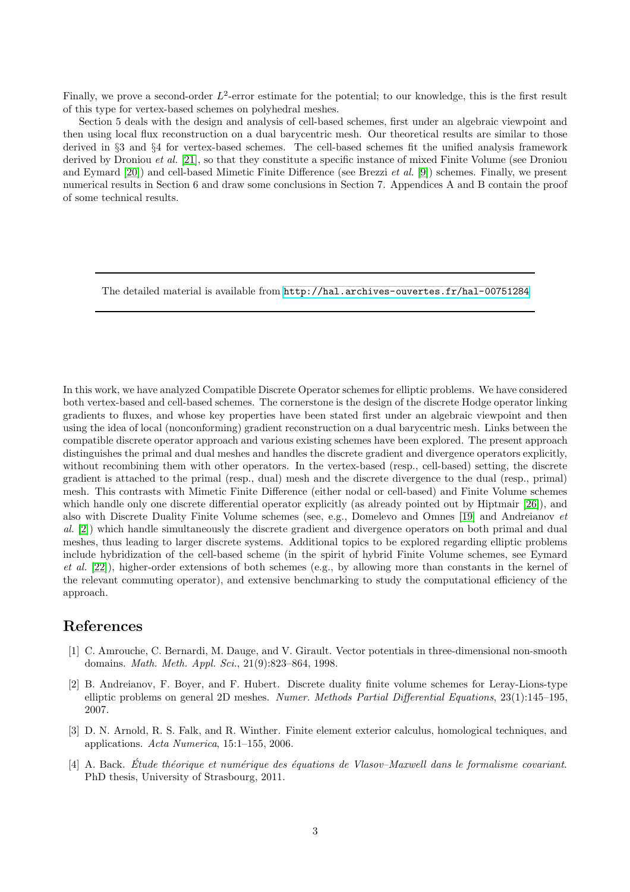Finally, we prove a second-order $L^2$-error estimate for the potential; to our knowledge, this is the first result of this type for vertex-based schemes on polyhedral meshes.

Section 5 deals with the design and analysis of cell-based schemes, first under an algebraic viewpoint and then using local flux reconstruction on a dual barycentric mesh. Our theoretical results are similar to those derived in §3 and §4 for vertex-based schemes. The cell-based schemes fit the unified analysis framework derived by Droniou *et al.* [21], so that they constitute a specific instance of mixed Finite Volume (see Droniou and Eymard [20]) and cell-based Mimetic Finite Difference (see Brezzi *et al.* [9]) schemes. Finally, we present numerical results in Section 6 and draw some conclusions in Section 7. Appendices A and B contain the proof of some technical results.

---

The detailed material is available from http://hal.archives-ouvertes.fr/hal-00751284

---

In this work, we have analyzed Compatible Discrete Operator schemes for elliptic problems. We have considered both vertex-based and cell-based schemes. The cornerstone is the design of the discrete Hodge operator linking gradients to fluxes, and whose key properties have been stated first under an algebraic viewpoint and then using the idea of local (nonconforming) gradient reconstruction on a dual barycentric mesh. Links between the compatible discrete operator approach and various existing schemes have been explored. The present approach distinguishes the primal and dual meshes and handles the discrete gradient and divergence operators explicitly, without recombining them with other operators. In the vertex-based (resp., cell-based) setting, the discrete gradient is attached to the primal (resp., dual) mesh and the discrete divergence to the dual (resp., primal) mesh. This contrasts with Mimetic Finite Difference (either nodal or cell-based) and Finite Volume schemes which handle only one discrete differential operator explicitly (as already pointed out by Hiptmair [26]), and also with Discrete Duality Finite Volume schemes (see, e.g., Domelevo and Omnes [19] and Andreianov *et al.* [2]) which handle simultaneously the discrete gradient and divergence operators on both primal and dual meshes, thus leading to larger discrete systems. Additional topics to be explored regarding elliptic problems include hybridization of the cell-based scheme (in the spirit of hybrid Finite Volume schemes, see Eymard *et al.* [22]), higher-order extensions of both schemes (e.g., by allowing more than constants in the kernel of the relevant commuting operator), and extensive benchmarking to study the computational efficiency of the approach.

## References

[1] C. Amrouche, C. Bernardi, M. Dauge, and V. Girault. Vector potentials in three-dimensional non-smooth domains. *Math. Meth. Appl. Sci.*, 21(9):823–864, 1998.

[2] B. Andreianov, F. Boyer, and F. Hubert. Discrete duality finite volume schemes for Leray-Lions-type elliptic problems on general 2D meshes. *Numer. Methods Partial Differential Equations*, 23(1):145–195, 2007.

[3] D. N. Arnold, R. S. Falk, and R. Winther. Finite element exterior calculus, homological techniques, and applications. *Acta Numerica*, 15:1–155, 2006.

[4] A. Back. *Étude théorique et numérique des équations de Vlasov–Maxwell dans le formalisme covariant.* PhD thesis, University of Strasbourg, 2011.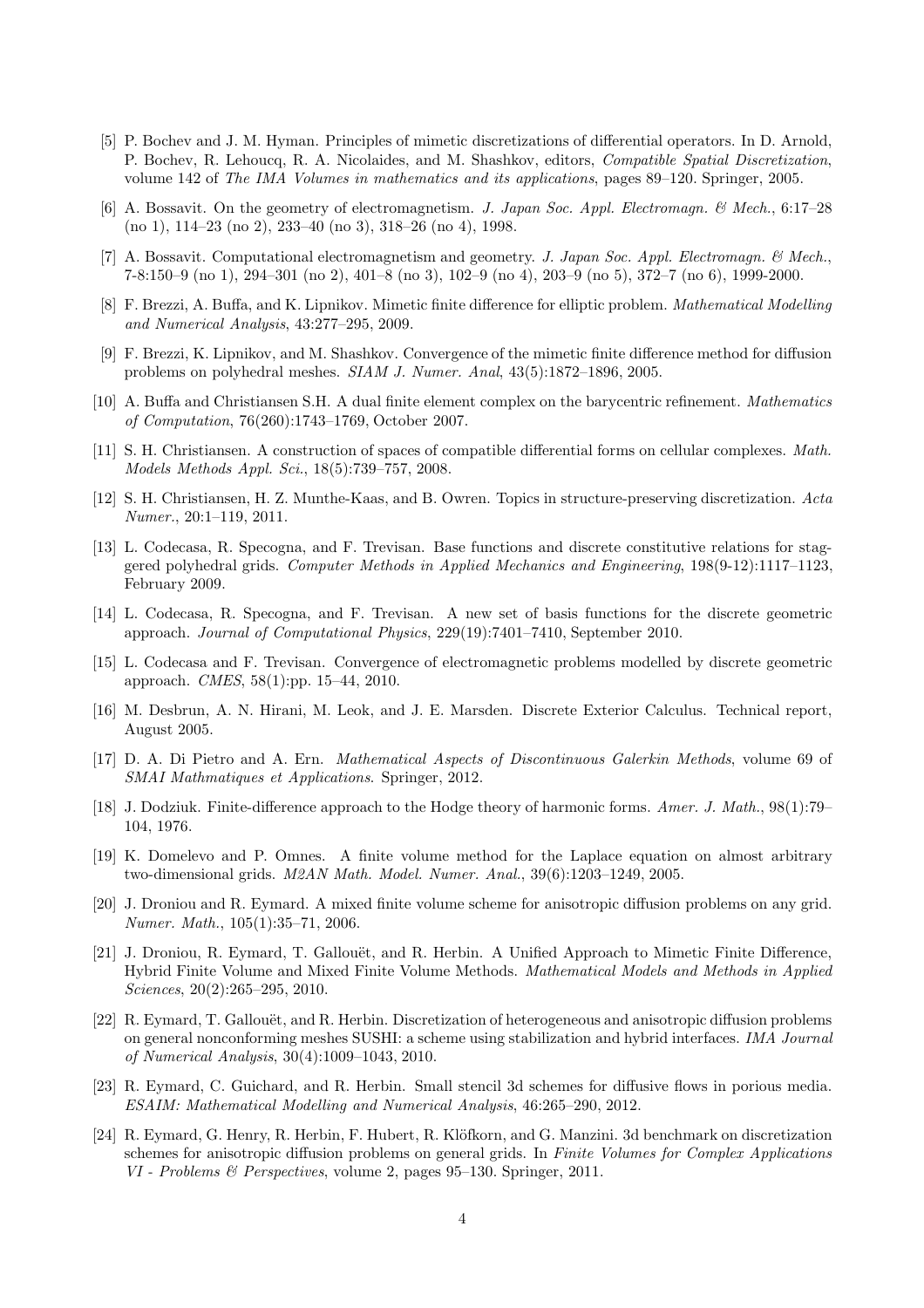[5] P. Bochev and J. M. Hyman. Principles of mimetic discretizations of differential operators. In D. Arnold, P. Bochev, R. Lehoucq, R. A. Nicolaides, and M. Shashkov, editors, *Compatible Spatial Discretization*, volume 142 of *The IMA Volumes in mathematics and its applications*, pages 89–120. Springer, 2005.

[6] A. Bossavit. On the geometry of electromagnetism. *J. Japan Soc. Appl. Electromagn. & Mech.*, 6:17–28 (no 1), 114–23 (no 2), 233–40 (no 3), 318–26 (no 4), 1998.

[7] A. Bossavit. Computational electromagnetism and geometry. *J. Japan Soc. Appl. Electromagn. & Mech.*, 7-8:150–9 (no 1), 294–301 (no 2), 401–8 (no 3), 102–9 (no 4), 203–9 (no 5), 372–7 (no 6), 1999-2000.

[8] F. Brezzi, A. Buffa, and K. Lipnikov. Mimetic finite difference for elliptic problem. *Mathematical Modelling and Numerical Analysis*, 43:277–295, 2009.

[9] F. Brezzi, K. Lipnikov, and M. Shashkov. Convergence of the mimetic finite difference method for diffusion problems on polyhedral meshes. *SIAM J. Numer. Anal*, 43(5):1872–1896, 2005.

[10] A. Buffa and Christiansen S.H. A dual finite element complex on the barycentric refinement. *Mathematics of Computation*, 76(260):1743–1769, October 2007.

[11] S. H. Christiansen. A construction of spaces of compatible differential forms on cellular complexes. *Math. Models Methods Appl. Sci.*, 18(5):739–757, 2008.

[12] S. H. Christiansen, H. Z. Munthe-Kaas, and B. Owren. Topics in structure-preserving discretization. *Acta Numer.*, 20:1–119, 2011.

[13] L. Codecasa, R. Specogna, and F. Trevisan. Base functions and discrete constitutive relations for staggered polyhedral grids. *Computer Methods in Applied Mechanics and Engineering*, 198(9-12):1117–1123, February 2009.

[14] L. Codecasa, R. Specogna, and F. Trevisan. A new set of basis functions for the discrete geometric approach. *Journal of Computational Physics*, 229(19):7401–7410, September 2010.

[15] L. Codecasa and F. Trevisan. Convergence of electromagnetic problems modelled by discrete geometric approach. *CMES*, 58(1):pp. 15–44, 2010.

[16] M. Desbrun, A. N. Hirani, M. Leok, and J. E. Marsden. Discrete Exterior Calculus. Technical report, August 2005.

[17] D. A. Di Pietro and A. Ern. *Mathematical Aspects of Discontinuous Galerkin Methods*, volume 69 of *SMAI Mathmatiques et Applications*. Springer, 2012.

[18] J. Dodziuk. Finite-difference approach to the Hodge theory of harmonic forms. *Amer. J. Math.*, 98(1):79–104, 1976.

[19] K. Domelevo and P. Omnes. A finite volume method for the Laplace equation on almost arbitrary two-dimensional grids. *M2AN Math. Model. Numer. Anal.*, 39(6):1203–1249, 2005.

[20] J. Droniou and R. Eymard. A mixed finite volume scheme for anisotropic diffusion problems on any grid. *Numer. Math.*, 105(1):35–71, 2006.

[21] J. Droniou, R. Eymard, T. Gallouët, and R. Herbin. A Unified Approach to Mimetic Finite Difference, Hybrid Finite Volume and Mixed Finite Volume Methods. *Mathematical Models and Methods in Applied Sciences*, 20(2):265–295, 2010.

[22] R. Eymard, T. Gallouët, and R. Herbin. Discretization of heterogeneous and anisotropic diffusion problems on general nonconforming meshes SUSHI: a scheme using stabilization and hybrid interfaces. *IMA Journal of Numerical Analysis*, 30(4):1009–1043, 2010.

[23] R. Eymard, C. Guichard, and R. Herbin. Small stencil 3d schemes for diffusive flows in porious media. *ESAIM: Mathematical Modelling and Numerical Analysis*, 46:265–290, 2012.

[24] R. Eymard, G. Henry, R. Herbin, F. Hubert, R. Klöfkorn, and G. Manzini. 3d benchmark on discretization schemes for anisotropic diffusion problems on general grids. In *Finite Volumes for Complex Applications VI - Problems & Perspectives*, volume 2, pages 95–130. Springer, 2011.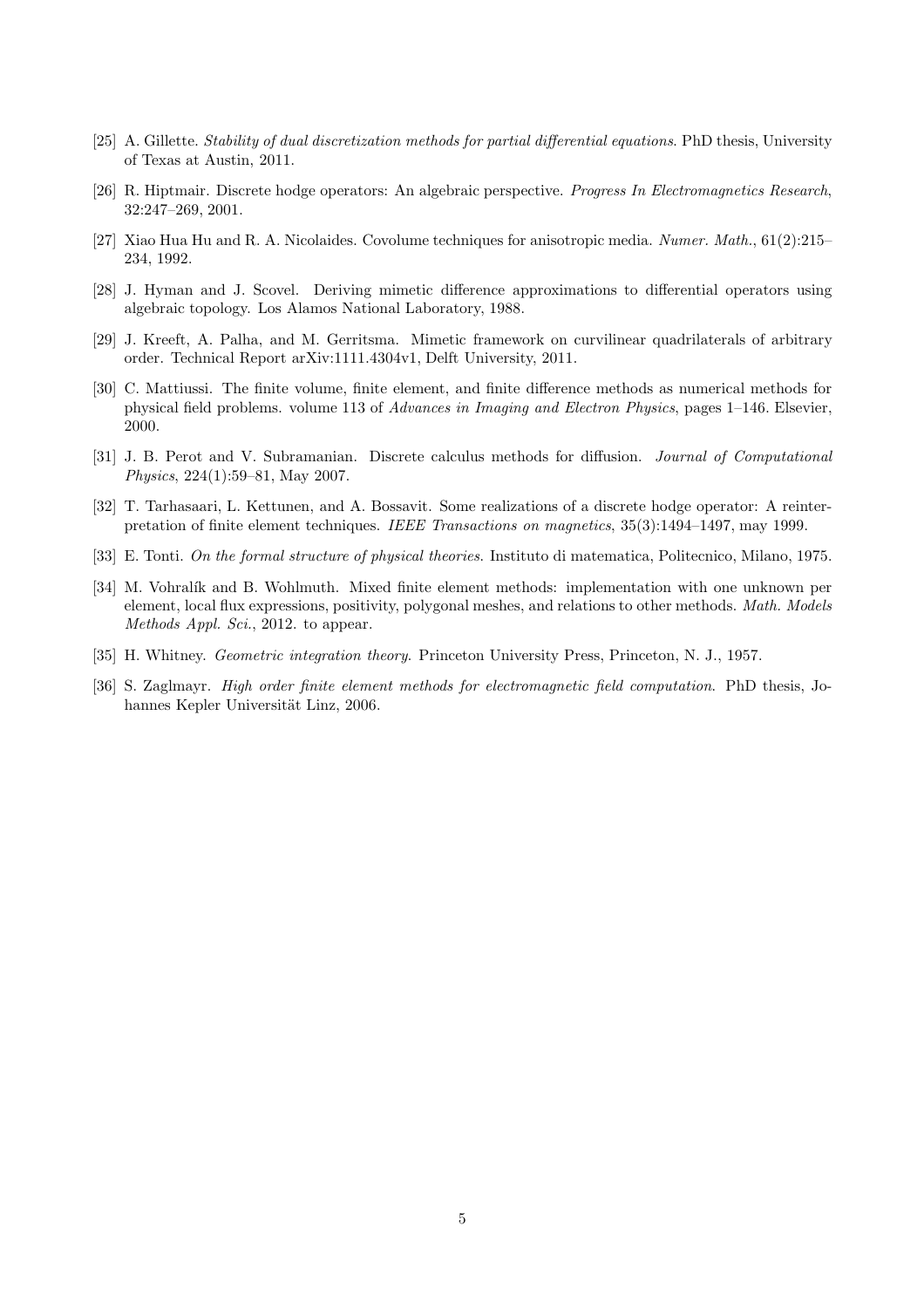[25] A. Gillette. *Stability of dual discretization methods for partial differential equations*. PhD thesis, University of Texas at Austin, 2011.

[26] R. Hiptmair. Discrete hodge operators: An algebraic perspective. *Progress In Electromagnetics Research*, 32:247–269, 2001.

[27] Xiao Hua Hu and R. A. Nicolaides. Covolume techniques for anisotropic media. *Numer. Math.*, 61(2):215–234, 1992.

[28] J. Hyman and J. Scovel. Deriving mimetic difference approximations to differential operators using algebraic topology. Los Alamos National Laboratory, 1988.

[29] J. Kreeft, A. Palha, and M. Gerritsma. Mimetic framework on curvilinear quadrilaterals of arbitrary order. Technical Report arXiv:1111.4304v1, Delft University, 2011.

[30] C. Mattiussi. The finite volume, finite element, and finite difference methods as numerical methods for physical field problems. volume 113 of *Advances in Imaging and Electron Physics*, pages 1–146. Elsevier, 2000.

[31] J. B. Perot and V. Subramanian. Discrete calculus methods for diffusion. *Journal of Computational Physics*, 224(1):59–81, May 2007.

[32] T. Tarhasaari, L. Kettunen, and A. Bossavit. Some realizations of a discrete hodge operator: A reinterpretation of finite element techniques. *IEEE Transactions on magnetics*, 35(3):1494–1497, may 1999.

[33] E. Tonti. *On the formal structure of physical theories*. Instituto di matematica, Politecnico, Milano, 1975.

[34] M. Vohralík and B. Wohlmuth. Mixed finite element methods: implementation with one unknown per element, local flux expressions, positivity, polygonal meshes, and relations to other methods. *Math. Models Methods Appl. Sci.*, 2012. to appear.

[35] H. Whitney. *Geometric integration theory*. Princeton University Press, Princeton, N. J., 1957.

[36] S. Zaglmayr. *High order finite element methods for electromagnetic field computation*. PhD thesis, Johannes Kepler Universität Linz, 2006.